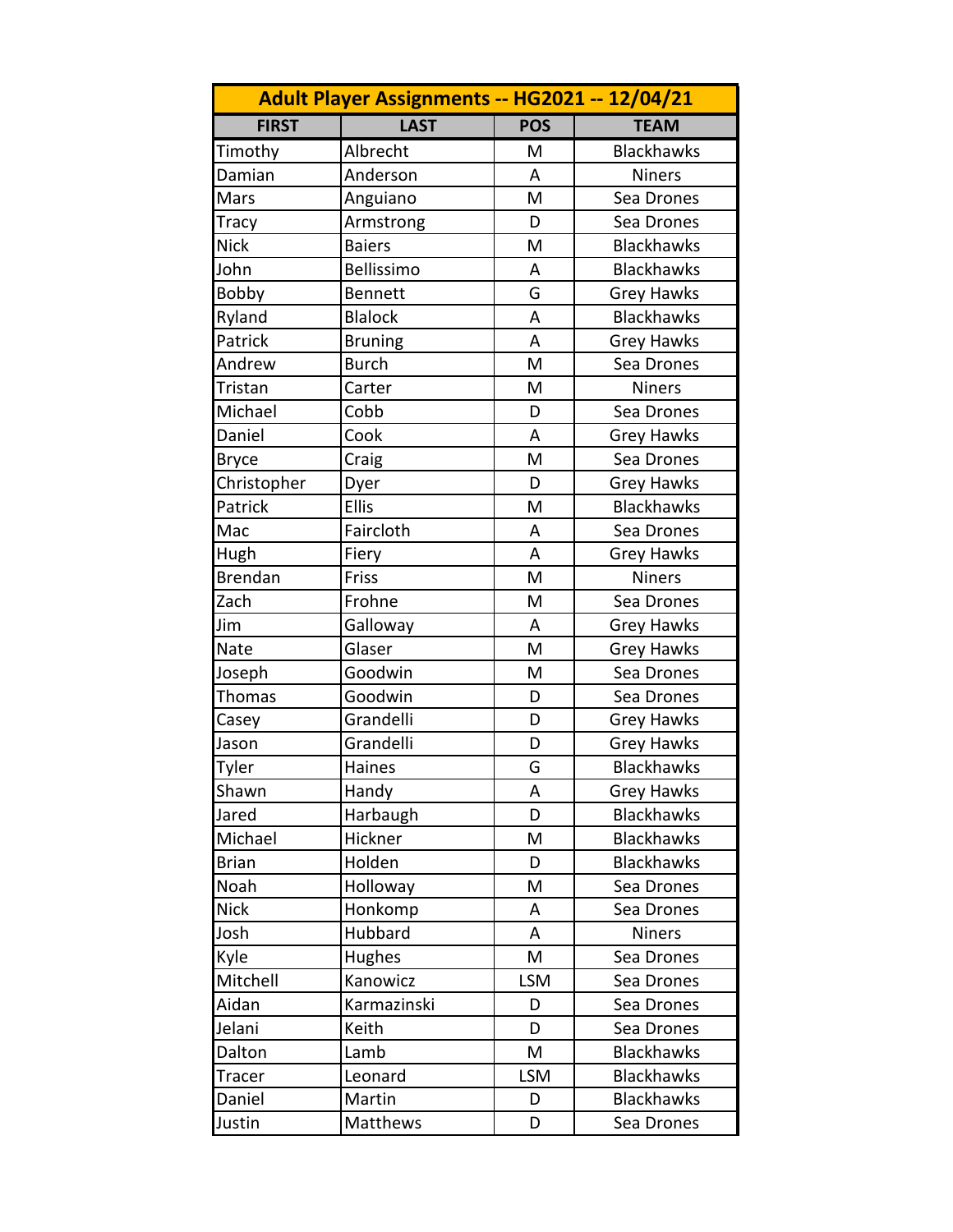| Adult Player Assignments -- HG2021 -- 12/04/21 | | | |
|---|---|---|---|
| **FIRST** | **LAST** | **POS** | **TEAM** |
| Timothy | Albrecht | M | Blackhawks |
| Damian | Anderson | A | Niners |
| Mars | Anguiano | M | Sea Drones |
| Tracy | Armstrong | D | Sea Drones |
| Nick | Baiers | M | Blackhawks |
| John | Bellissimo | A | Blackhawks |
| Bobby | Bennett | G | Grey Hawks |
| Ryland | Blalock | A | Blackhawks |
| Patrick | Bruning | A | Grey Hawks |
| Andrew | Burch | M | Sea Drones |
| Tristan | Carter | M | Niners |
| Michael | Cobb | D | Sea Drones |
| Daniel | Cook | A | Grey Hawks |
| Bryce | Craig | M | Sea Drones |
| Christopher | Dyer | D | Grey Hawks |
| Patrick | Ellis | M | Blackhawks |
| Mac | Faircloth | A | Sea Drones |
| Hugh | Fiery | A | Grey Hawks |
| Brendan | Friss | M | Niners |
| Zach | Frohne | M | Sea Drones |
| Jim | Galloway | A | Grey Hawks |
| Nate | Glaser | M | Grey Hawks |
| Joseph | Goodwin | M | Sea Drones |
| Thomas | Goodwin | D | Sea Drones |
| Casey | Grandelli | D | Grey Hawks |
| Jason | Grandelli | D | Grey Hawks |
| Tyler | Haines | G | Blackhawks |
| Shawn | Handy | A | Grey Hawks |
| Jared | Harbaugh | D | Blackhawks |
| Michael | Hickner | M | Blackhawks |
| Brian | Holden | D | Blackhawks |
| Noah | Holloway | M | Sea Drones |
| Nick | Honkomp | A | Sea Drones |
| Josh | Hubbard | A | Niners |
| Kyle | Hughes | M | Sea Drones |
| Mitchell | Kanowicz | LSM | Sea Drones |
| Aidan | Karmazinski | D | Sea Drones |
| Jelani | Keith | D | Sea Drones |
| Dalton | Lamb | M | Blackhawks |
| Tracer | Leonard | LSM | Blackhawks |
| Daniel | Martin | D | Blackhawks |
| Justin | Matthews | D | Sea Drones |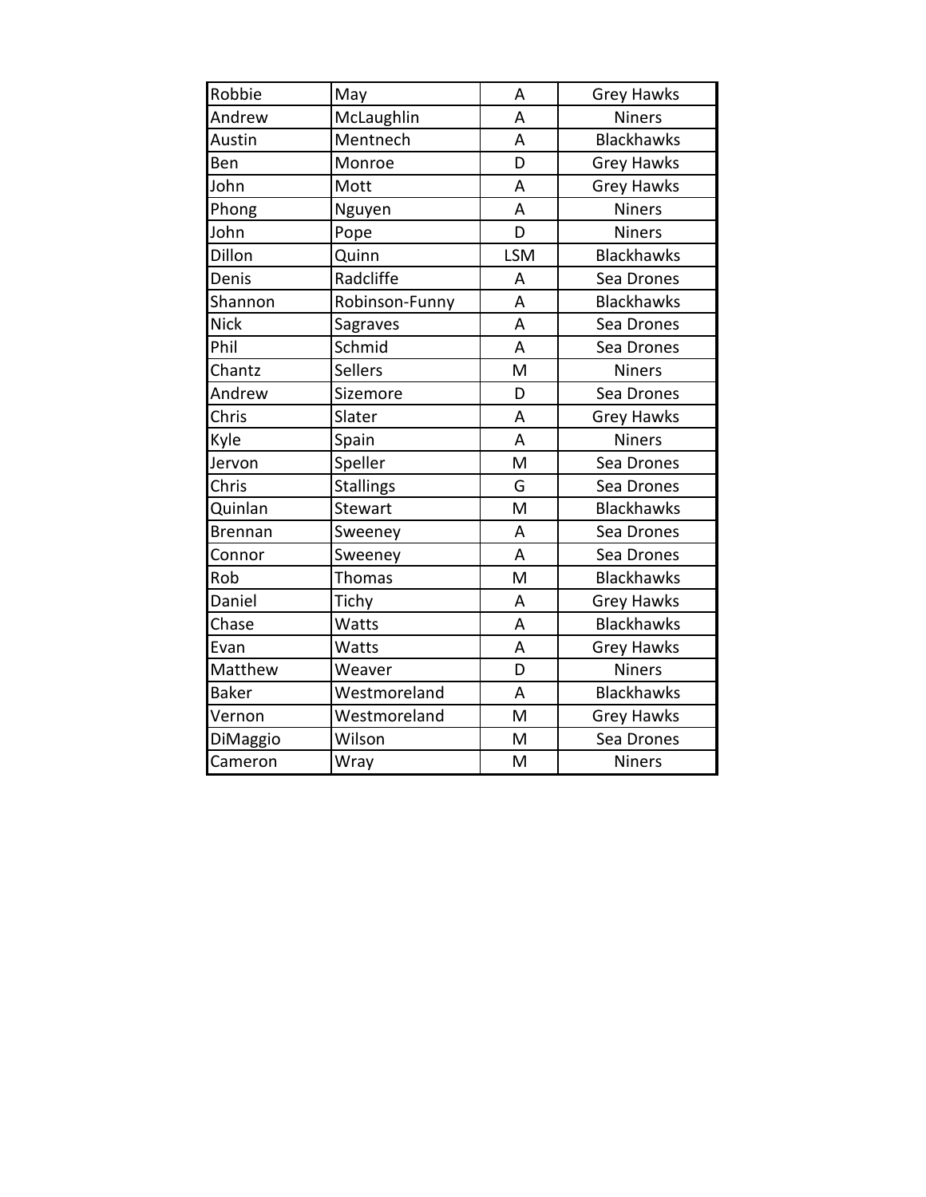| | | | |
|---|---|---|---|
| Robbie | May | A | Grey Hawks |
| Andrew | McLaughlin | A | Niners |
| Austin | Mentnech | A | Blackhawks |
| Ben | Monroe | D | Grey Hawks |
| John | Mott | A | Grey Hawks |
| Phong | Nguyen | A | Niners |
| John | Pope | D | Niners |
| Dillon | Quinn | LSM | Blackhawks |
| Denis | Radcliffe | A | Sea Drones |
| Shannon | Robinson-Funny | A | Blackhawks |
| Nick | Sagraves | A | Sea Drones |
| Phil | Schmid | A | Sea Drones |
| Chantz | Sellers | M | Niners |
| Andrew | Sizemore | D | Sea Drones |
| Chris | Slater | A | Grey Hawks |
| Kyle | Spain | A | Niners |
| Jervon | Speller | M | Sea Drones |
| Chris | Stallings | G | Sea Drones |
| Quinlan | Stewart | M | Blackhawks |
| Brennan | Sweeney | A | Sea Drones |
| Connor | Sweeney | A | Sea Drones |
| Rob | Thomas | M | Blackhawks |
| Daniel | Tichy | A | Grey Hawks |
| Chase | Watts | A | Blackhawks |
| Evan | Watts | A | Grey Hawks |
| Matthew | Weaver | D | Niners |
| Baker | Westmoreland | A | Blackhawks |
| Vernon | Westmoreland | M | Grey Hawks |
| DiMaggio | Wilson | M | Sea Drones |
| Cameron | Wray | M | Niners |